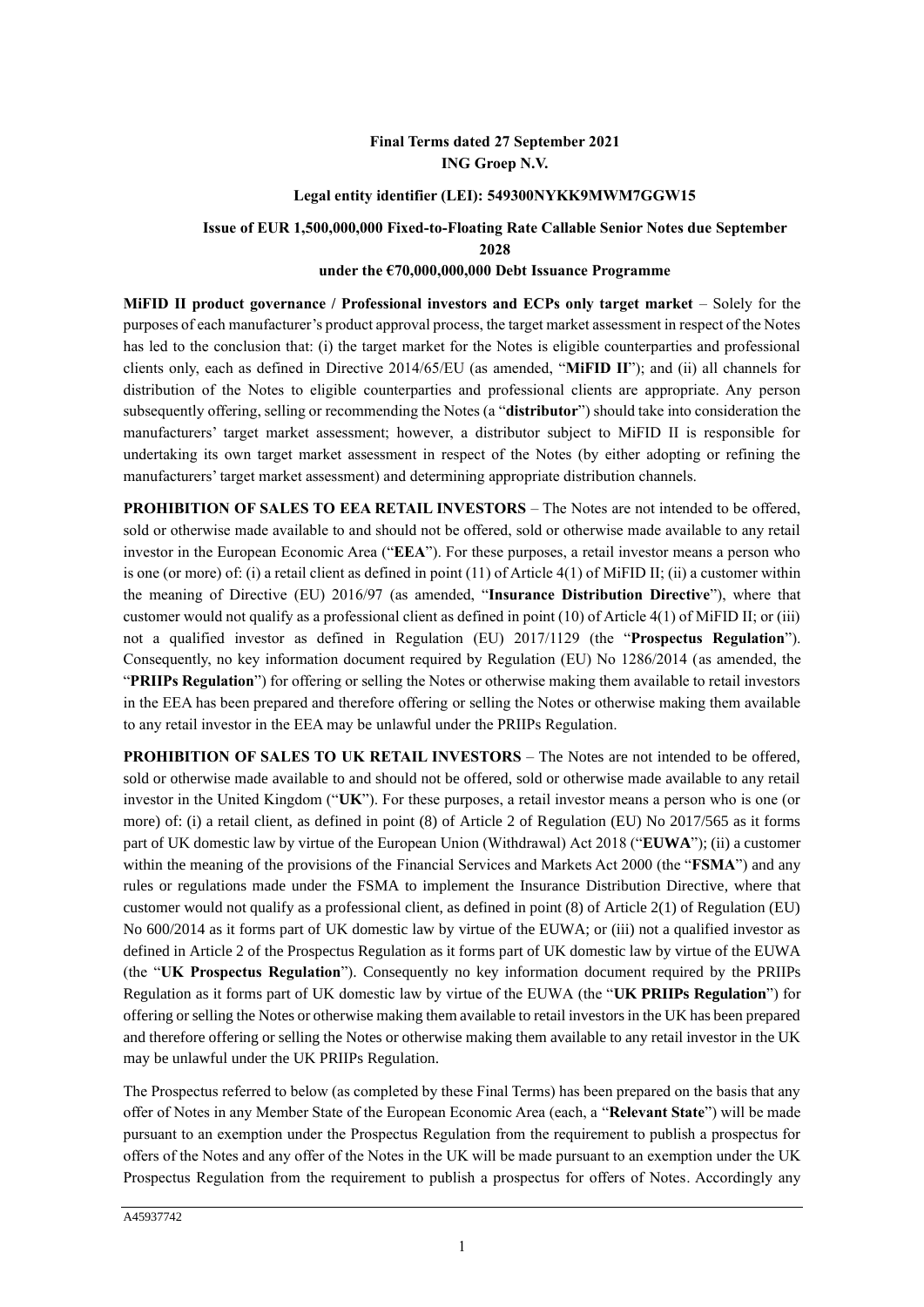**Final Terms dated 27 September 2021**
**ING Groep N.V.**

**Legal entity identifier (LEI): 549300NYKK9MWM7GGW15**

**Issue of EUR 1,500,000,000 Fixed-to-Floating Rate Callable Senior Notes due September 2028**
**under the €70,000,000,000 Debt Issuance Programme**

**MiFID II product governance / Professional investors and ECPs only target market** – Solely for the purposes of each manufacturer's product approval process, the target market assessment in respect of the Notes has led to the conclusion that: (i) the target market for the Notes is eligible counterparties and professional clients only, each as defined in Directive 2014/65/EU (as amended, "**MiFID II**"); and (ii) all channels for distribution of the Notes to eligible counterparties and professional clients are appropriate. Any person subsequently offering, selling or recommending the Notes (a "**distributor**") should take into consideration the manufacturers' target market assessment; however, a distributor subject to MiFID II is responsible for undertaking its own target market assessment in respect of the Notes (by either adopting or refining the manufacturers' target market assessment) and determining appropriate distribution channels.

**PROHIBITION OF SALES TO EEA RETAIL INVESTORS** – The Notes are not intended to be offered, sold or otherwise made available to and should not be offered, sold or otherwise made available to any retail investor in the European Economic Area ("**EEA**"). For these purposes, a retail investor means a person who is one (or more) of: (i) a retail client as defined in point (11) of Article 4(1) of MiFID II; (ii) a customer within the meaning of Directive (EU) 2016/97 (as amended, "**Insurance Distribution Directive**"), where that customer would not qualify as a professional client as defined in point (10) of Article 4(1) of MiFID II; or (iii) not a qualified investor as defined in Regulation (EU) 2017/1129 (the "**Prospectus Regulation**"). Consequently, no key information document required by Regulation (EU) No 1286/2014 (as amended, the "**PRIIPs Regulation**") for offering or selling the Notes or otherwise making them available to retail investors in the EEA has been prepared and therefore offering or selling the Notes or otherwise making them available to any retail investor in the EEA may be unlawful under the PRIIPs Regulation.

**PROHIBITION OF SALES TO UK RETAIL INVESTORS** – The Notes are not intended to be offered, sold or otherwise made available to and should not be offered, sold or otherwise made available to any retail investor in the United Kingdom ("**UK**"). For these purposes, a retail investor means a person who is one (or more) of: (i) a retail client, as defined in point (8) of Article 2 of Regulation (EU) No 2017/565 as it forms part of UK domestic law by virtue of the European Union (Withdrawal) Act 2018 ("**EUWA**"); (ii) a customer within the meaning of the provisions of the Financial Services and Markets Act 2000 (the "**FSMA**") and any rules or regulations made under the FSMA to implement the Insurance Distribution Directive, where that customer would not qualify as a professional client, as defined in point (8) of Article 2(1) of Regulation (EU) No 600/2014 as it forms part of UK domestic law by virtue of the EUWA; or (iii) not a qualified investor as defined in Article 2 of the Prospectus Regulation as it forms part of UK domestic law by virtue of the EUWA (the "**UK Prospectus Regulation**"). Consequently no key information document required by the PRIIPs Regulation as it forms part of UK domestic law by virtue of the EUWA (the "**UK PRIIPs Regulation**") for offering or selling the Notes or otherwise making them available to retail investors in the UK has been prepared and therefore offering or selling the Notes or otherwise making them available to any retail investor in the UK may be unlawful under the UK PRIIPs Regulation.

The Prospectus referred to below (as completed by these Final Terms) has been prepared on the basis that any offer of Notes in any Member State of the European Economic Area (each, a "**Relevant State**") will be made pursuant to an exemption under the Prospectus Regulation from the requirement to publish a prospectus for offers of the Notes and any offer of the Notes in the UK will be made pursuant to an exemption under the UK Prospectus Regulation from the requirement to publish a prospectus for offers of Notes. Accordingly any

A45937742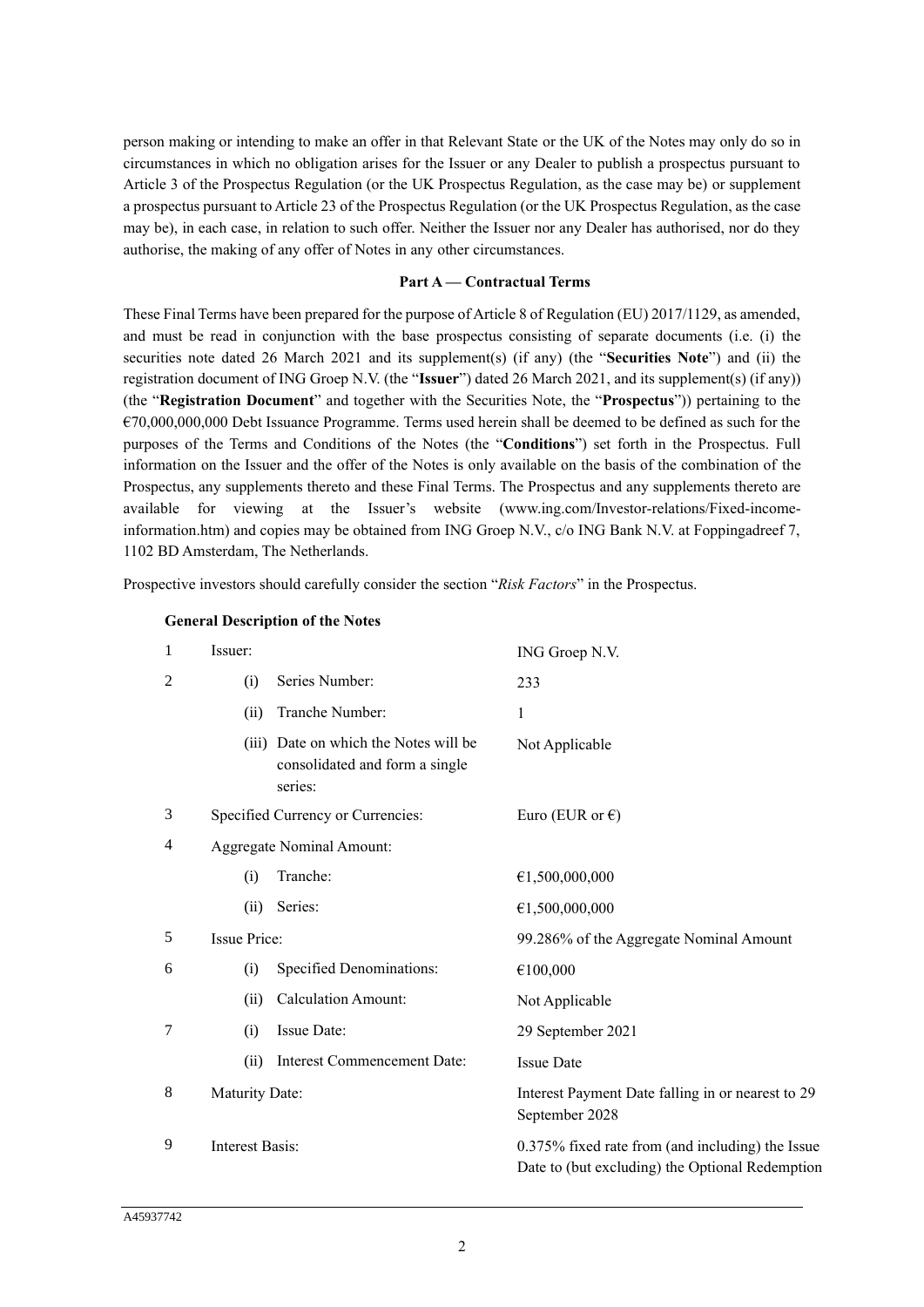person making or intending to make an offer in that Relevant State or the UK of the Notes may only do so in circumstances in which no obligation arises for the Issuer or any Dealer to publish a prospectus pursuant to Article 3 of the Prospectus Regulation (or the UK Prospectus Regulation, as the case may be) or supplement a prospectus pursuant to Article 23 of the Prospectus Regulation (or the UK Prospectus Regulation, as the case may be), in each case, in relation to such offer. Neither the Issuer nor any Dealer has authorised, nor do they authorise, the making of any offer of Notes in any other circumstances.

**Part A — Contractual Terms**

These Final Terms have been prepared for the purpose of Article 8 of Regulation (EU) 2017/1129, as amended, and must be read in conjunction with the base prospectus consisting of separate documents (i.e. (i) the securities note dated 26 March 2021 and its supplement(s) (if any) (the "**Securities Note**") and (ii) the registration document of ING Groep N.V. (the "**Issuer**") dated 26 March 2021, and its supplement(s) (if any)) (the "**Registration Document**" and together with the Securities Note, the "**Prospectus**")) pertaining to the €70,000,000,000 Debt Issuance Programme. Terms used herein shall be deemed to be defined as such for the purposes of the Terms and Conditions of the Notes (the "**Conditions**") set forth in the Prospectus. Full information on the Issuer and the offer of the Notes is only available on the basis of the combination of the Prospectus, any supplements thereto and these Final Terms. The Prospectus and any supplements thereto are available for viewing at the Issuer's website (www.ing.com/Investor-relations/Fixed-income-information.htm) and copies may be obtained from ING Groep N.V., c/o ING Bank N.V. at Foppingadreef 7, 1102 BD Amsterdam, The Netherlands.

Prospective investors should carefully consider the section "*Risk Factors*" in the Prospectus.

**General Description of the Notes**

| | | |
|---|---|---|
| 1 | Issuer: | ING Groep N.V. |
| 2 | (i) Series Number: | 233 |
| | (ii) Tranche Number: | 1 |
| | (iii) Date on which the Notes will be consolidated and form a single series: | Not Applicable |
| 3 | Specified Currency or Currencies: | Euro (EUR or €) |
| 4 | Aggregate Nominal Amount: | |
| | (i) Tranche: | €1,500,000,000 |
| | (ii) Series: | €1,500,000,000 |
| 5 | Issue Price: | 99.286% of the Aggregate Nominal Amount |
| 6 | (i) Specified Denominations: | €100,000 |
| | (ii) Calculation Amount: | Not Applicable |
| 7 | (i) Issue Date: | 29 September 2021 |
| | (ii) Interest Commencement Date: | Issue Date |
| 8 | Maturity Date: | Interest Payment Date falling in or nearest to 29 September 2028 |
| 9 | Interest Basis: | 0.375% fixed rate from (and including) the Issue Date to (but excluding) the Optional Redemption |

A45937742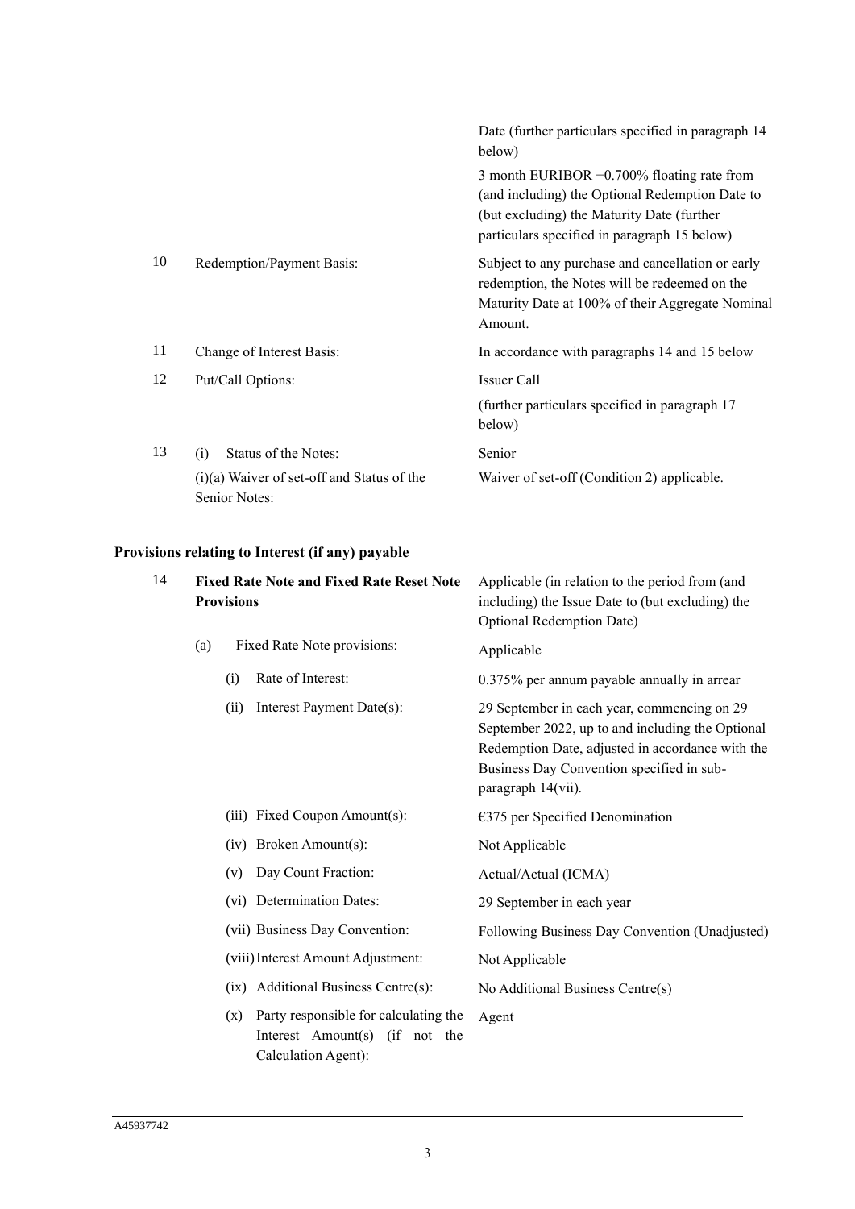| | | |
|---|---|---|
| | | Date (further particulars specified in paragraph 14 below) |
| | | 3 month EURIBOR +0.700% floating rate from (and including) the Optional Redemption Date to (but excluding) the Maturity Date (further particulars specified in paragraph 15 below) |
| 10 | Redemption/Payment Basis: | Subject to any purchase and cancellation or early redemption, the Notes will be redeemed on the Maturity Date at 100% of their Aggregate Nominal Amount. |
| 11 | Change of Interest Basis: | In accordance with paragraphs 14 and 15 below |
| 12 | Put/Call Options: | Issuer Call<br>(further particulars specified in paragraph 17 below) |
| 13 | (i) Status of the Notes: | Senior |
| | (i)(a) Waiver of set-off and Status of the Senior Notes: | Waiver of set-off (Condition 2) applicable. |

**Provisions relating to Interest (if any) payable**

| | | |
|---|---|---|
| 14 | **Fixed Rate Note and Fixed Rate Reset Note Provisions** | Applicable (in relation to the period from (and including) the Issue Date to (but excluding) the Optional Redemption Date) |
| | (a) Fixed Rate Note provisions: | Applicable |
| | (i) Rate of Interest: | 0.375% per annum payable annually in arrear |
| | (ii) Interest Payment Date(s): | 29 September in each year, commencing on 29 September 2022, up to and including the Optional Redemption Date, adjusted in accordance with the Business Day Convention specified in sub-paragraph 14(vii). |
| | (iii) Fixed Coupon Amount(s): | €375 per Specified Denomination |
| | (iv) Broken Amount(s): | Not Applicable |
| | (v) Day Count Fraction: | Actual/Actual (ICMA) |
| | (vi) Determination Dates: | 29 September in each year |
| | (vii) Business Day Convention: | Following Business Day Convention (Unadjusted) |
| | (viii) Interest Amount Adjustment: | Not Applicable |
| | (ix) Additional Business Centre(s): | No Additional Business Centre(s) |
| | (x) Party responsible for calculating the Interest Amount(s) (if not the Calculation Agent): | Agent |

A45937742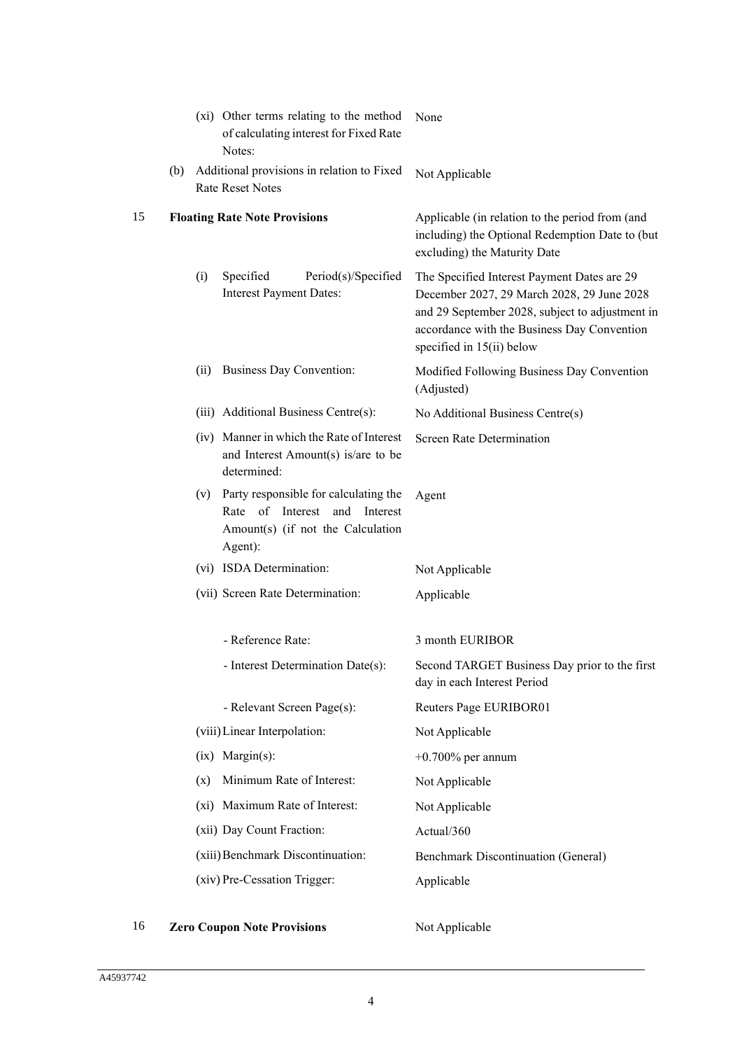| | | | |
|---|---|---|---|
| | | (xi) Other terms relating to the method of calculating interest for Fixed Rate Notes: | None |
| | (b) | Additional provisions in relation to Fixed Rate Reset Notes | Not Applicable |
| 15 | **Floating Rate Note Provisions** | | Applicable (in relation to the period from (and including) the Optional Redemption Date to (but excluding) the Maturity Date |
| | | (i) Specified Period(s)/Specified Interest Payment Dates: | The Specified Interest Payment Dates are 29 December 2027, 29 March 2028, 29 June 2028 and 29 September 2028, subject to adjustment in accordance with the Business Day Convention specified in 15(ii) below |
| | | (ii) Business Day Convention: | Modified Following Business Day Convention (Adjusted) |
| | | (iii) Additional Business Centre(s): | No Additional Business Centre(s) |
| | | (iv) Manner in which the Rate of Interest and Interest Amount(s) is/are to be determined: | Screen Rate Determination |
| | | (v) Party responsible for calculating the Rate of Interest and Interest Amount(s) (if not the Calculation Agent): | Agent |
| | | (vi) ISDA Determination: | Not Applicable |
| | | (vii) Screen Rate Determination: | Applicable |
| | | - Reference Rate: | 3 month EURIBOR |
| | | - Interest Determination Date(s): | Second TARGET Business Day prior to the first day in each Interest Period |
| | | - Relevant Screen Page(s): | Reuters Page EURIBOR01 |
| | | (viii) Linear Interpolation: | Not Applicable |
| | | (ix) Margin(s): | +0.700% per annum |
| | | (x) Minimum Rate of Interest: | Not Applicable |
| | | (xi) Maximum Rate of Interest: | Not Applicable |
| | | (xii) Day Count Fraction: | Actual/360 |
| | | (xiii) Benchmark Discontinuation: | Benchmark Discontinuation (General) |
| | | (xiv) Pre-Cessation Trigger: | Applicable |
| 16 | **Zero Coupon Note Provisions** | | Not Applicable |

A45937742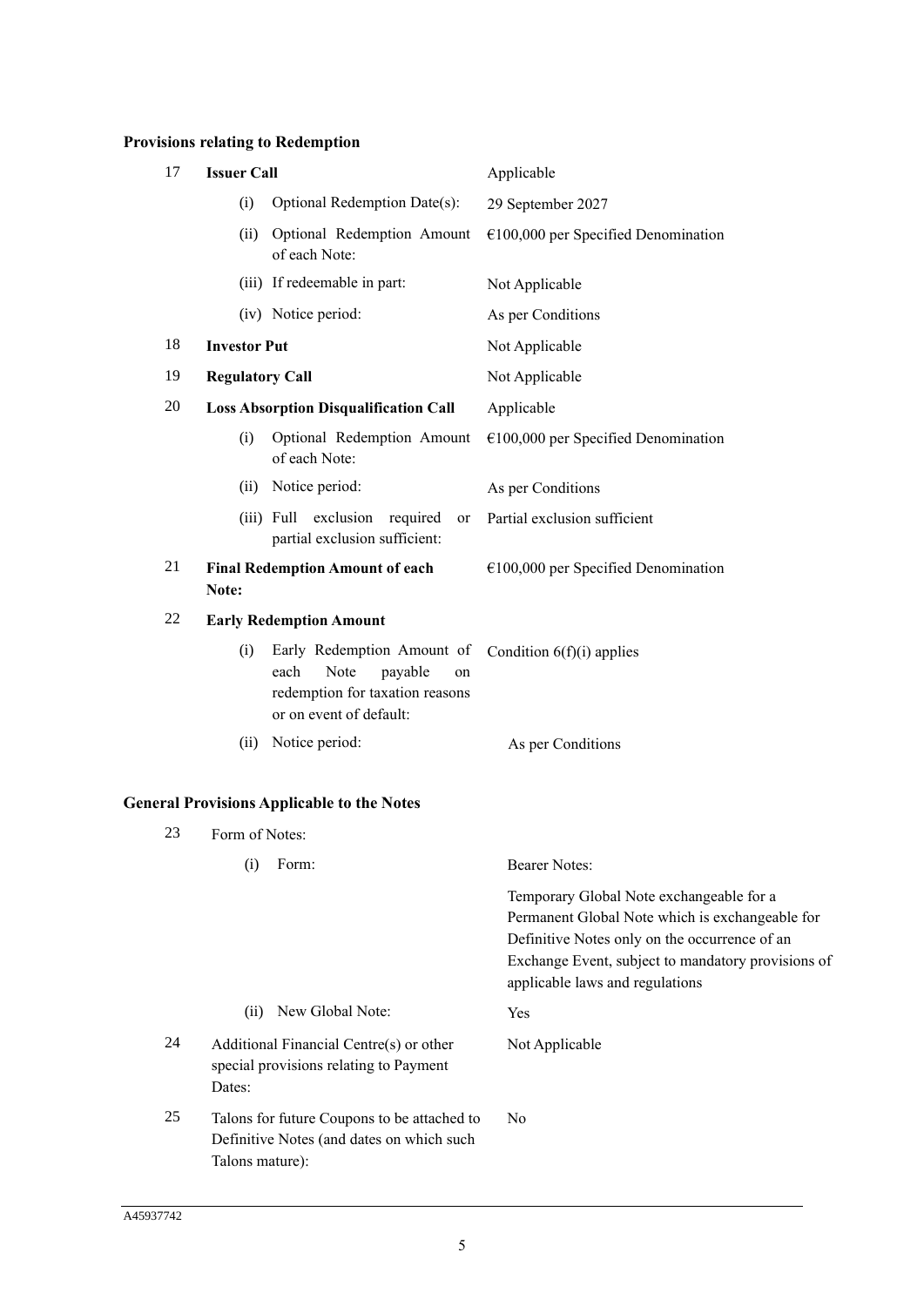**Provisions relating to Redemption**

| | | |
|---|---|---|
| 17 | **Issuer Call** | Applicable |
| | (i) Optional Redemption Date(s): | 29 September 2027 |
| | (ii) Optional Redemption Amount of each Note: | €100,000 per Specified Denomination |
| | (iii) If redeemable in part: | Not Applicable |
| | (iv) Notice period: | As per Conditions |
| 18 | **Investor Put** | Not Applicable |
| 19 | **Regulatory Call** | Not Applicable |
| 20 | **Loss Absorption Disqualification Call** | Applicable |
| | (i) Optional Redemption Amount of each Note: | €100,000 per Specified Denomination |
| | (ii) Notice period: | As per Conditions |
| | (iii) Full exclusion required or partial exclusion sufficient: | Partial exclusion sufficient |
| 21 | **Final Redemption Amount of each Note:** | €100,000 per Specified Denomination |
| 22 | **Early Redemption Amount** | |
| | (i) Early Redemption Amount of each Note payable on redemption for taxation reasons or on event of default: | Condition 6(f)(i) applies |
| | (ii) Notice period: | As per Conditions |

**General Provisions Applicable to the Notes**

| | | |
|---|---|---|
| 23 | Form of Notes: | |
| | (i) Form: | Bearer Notes:<br><br>Temporary Global Note exchangeable for a Permanent Global Note which is exchangeable for Definitive Notes only on the occurrence of an Exchange Event, subject to mandatory provisions of applicable laws and regulations |
| | (ii) New Global Note: | Yes |
| 24 | Additional Financial Centre(s) or other special provisions relating to Payment Dates: | Not Applicable |
| 25 | Talons for future Coupons to be attached to Definitive Notes (and dates on which such Talons mature): | No |

A45937742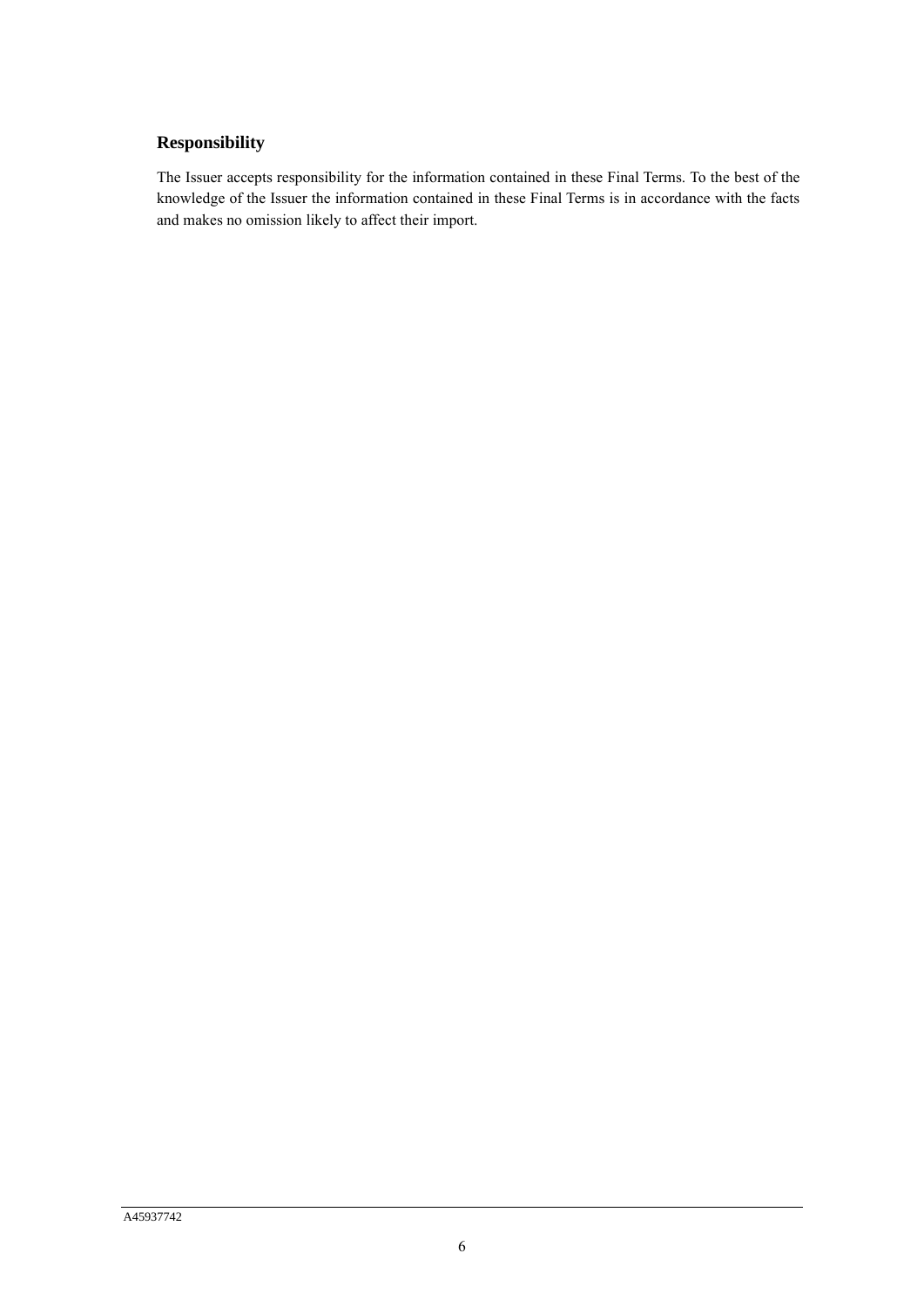## Responsibility

The Issuer accepts responsibility for the information contained in these Final Terms. To the best of the knowledge of the Issuer the information contained in these Final Terms is in accordance with the facts and makes no omission likely to affect their import.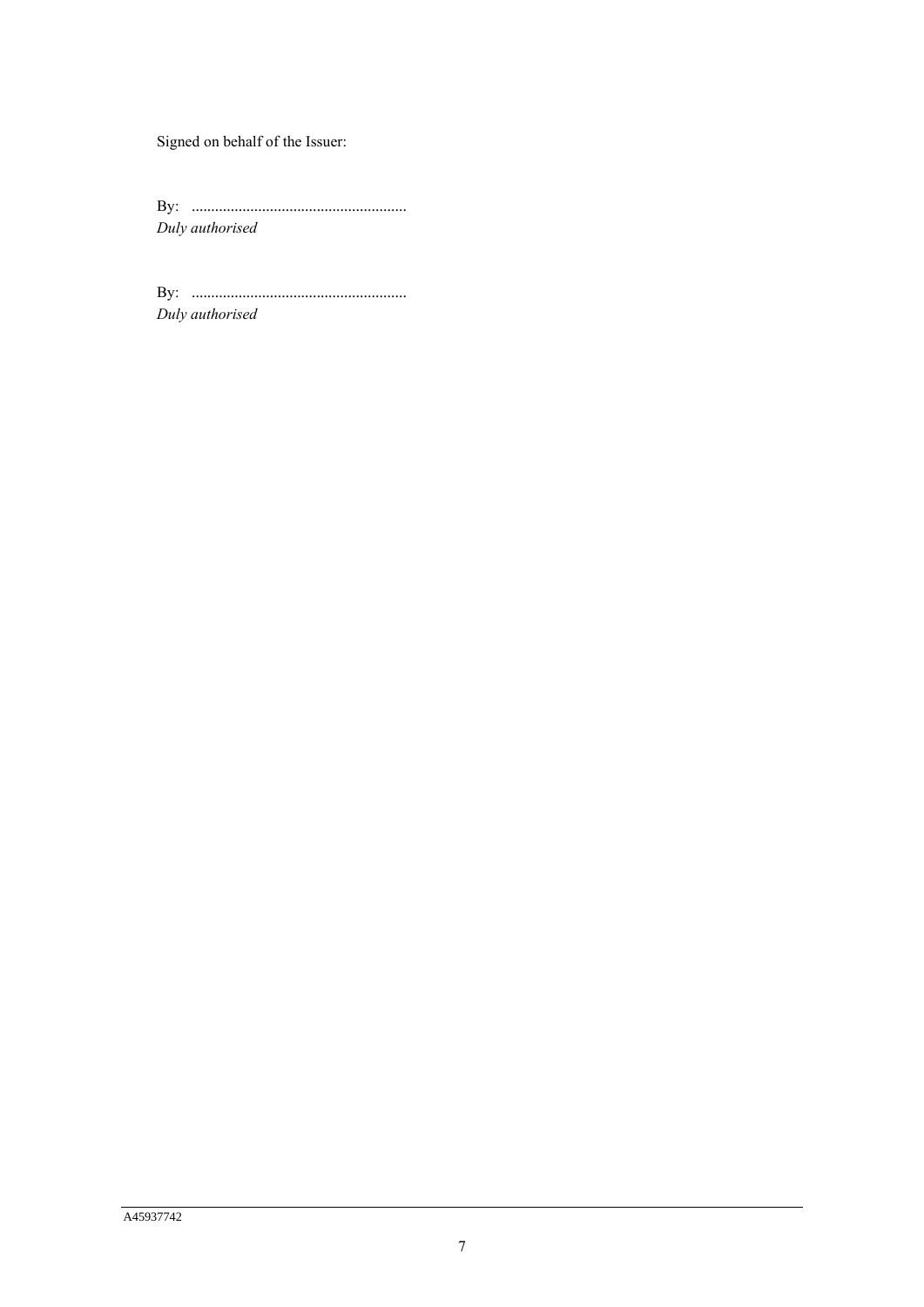Signed on behalf of the Issuer:

By: ......................................................
*Duly authorised*

By: ......................................................
*Duly authorised*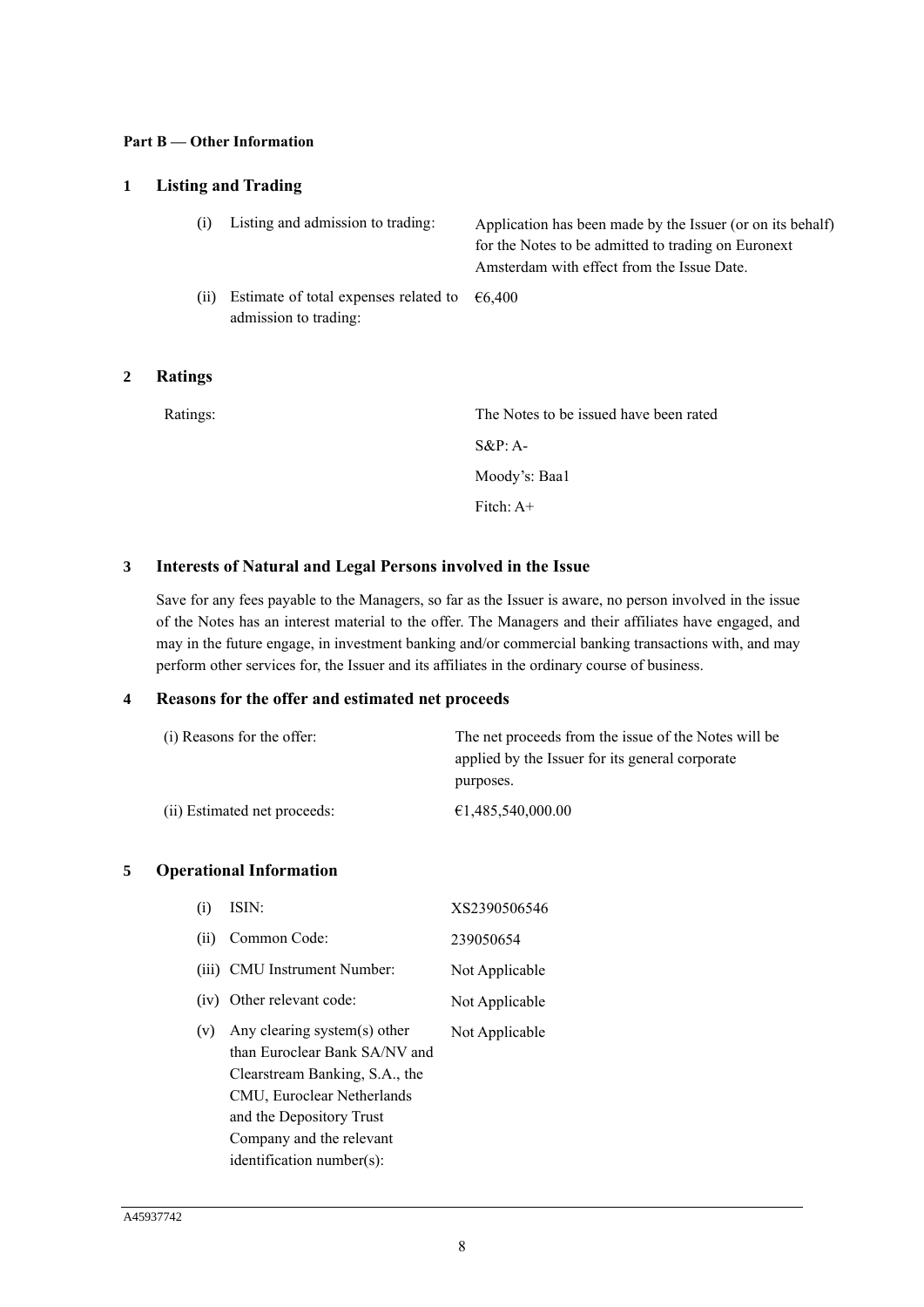**Part B — Other Information**

## 1 Listing and Trading

| | | |
|---|---|---|
| (i) | Listing and admission to trading: | Application has been made by the Issuer (or on its behalf) for the Notes to be admitted to trading on Euronext Amsterdam with effect from the Issue Date. |
| (ii) | Estimate of total expenses related to admission to trading: | €6,400 |

## 2 Ratings

| | |
|---|---|
| Ratings: | The Notes to be issued have been rated |
| | S&P: A- |
| | Moody's: Baa1 |
| | Fitch: A+ |

## 3 Interests of Natural and Legal Persons involved in the Issue

Save for any fees payable to the Managers, so far as the Issuer is aware, no person involved in the issue of the Notes has an interest material to the offer. The Managers and their affiliates have engaged, and may in the future engage, in investment banking and/or commercial banking transactions with, and may perform other services for, the Issuer and its affiliates in the ordinary course of business.

## 4 Reasons for the offer and estimated net proceeds

| | |
|---|---|
| (i) Reasons for the offer: | The net proceeds from the issue of the Notes will be applied by the Issuer for its general corporate purposes. |
| (ii) Estimated net proceeds: | €1,485,540,000.00 |

## 5 Operational Information

| | | |
|---|---|---|
| (i) | ISIN: | XS2390506546 |
| (ii) | Common Code: | 239050654 |
| (iii) | CMU Instrument Number: | Not Applicable |
| (iv) | Other relevant code: | Not Applicable |
| (v) | Any clearing system(s) other than Euroclear Bank SA/NV and Clearstream Banking, S.A., the CMU, Euroclear Netherlands and the Depository Trust Company and the relevant identification number(s): | Not Applicable |

A45937742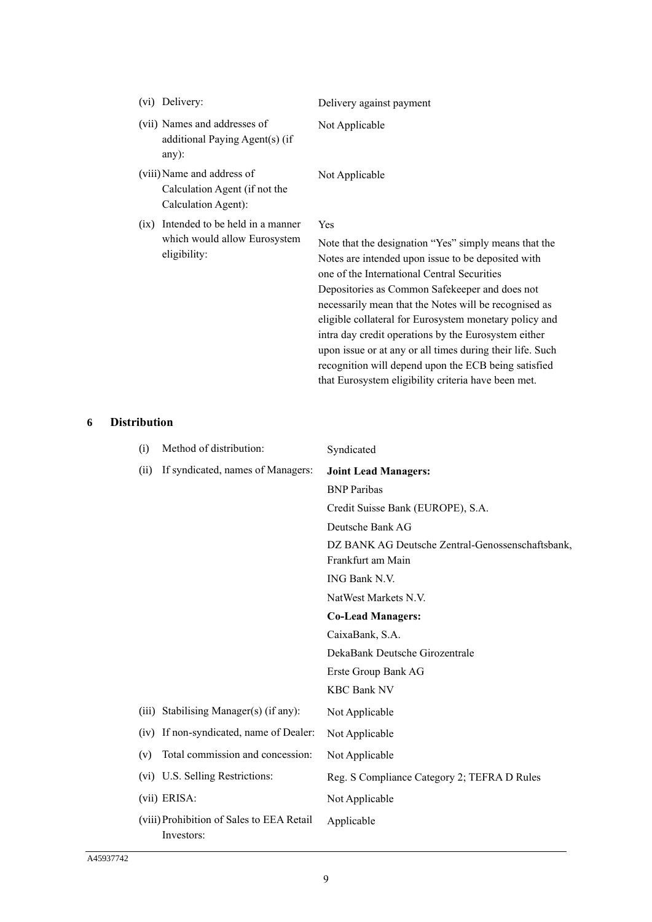| | |
|---|---|
| (vi) Delivery: | Delivery against payment |
| (vii) Names and addresses of additional Paying Agent(s) (if any): | Not Applicable |
| (viii) Name and address of Calculation Agent (if not the Calculation Agent): | Not Applicable |
| (ix) Intended to be held in a manner which would allow Eurosystem eligibility: | Yes<br><br>Note that the designation "Yes" simply means that the Notes are intended upon issue to be deposited with one of the International Central Securities Depositories as Common Safekeeper and does not necessarily mean that the Notes will be recognised as eligible collateral for Eurosystem monetary policy and intra day credit operations by the Eurosystem either upon issue or at any or all times during their life. Such recognition will depend upon the ECB being satisfied that Eurosystem eligibility criteria have been met. |

## 6 Distribution

| | |
|---|---|
| (i) Method of distribution: | Syndicated |
| (ii) If syndicated, names of Managers: | **Joint Lead Managers:**<br>BNP Paribas<br>Credit Suisse Bank (EUROPE), S.A.<br>Deutsche Bank AG<br>DZ BANK AG Deutsche Zentral-Genossenschaftsbank, Frankfurt am Main<br>ING Bank N.V.<br>NatWest Markets N.V.<br>**Co-Lead Managers:**<br>CaixaBank, S.A.<br>DekaBank Deutsche Girozentrale<br>Erste Group Bank AG<br>KBC Bank NV |
| (iii) Stabilising Manager(s) (if any): | Not Applicable |
| (iv) If non-syndicated, name of Dealer: | Not Applicable |
| (v) Total commission and concession: | Not Applicable |
| (vi) U.S. Selling Restrictions: | Reg. S Compliance Category 2; TEFRA D Rules |
| (vii) ERISA: | Not Applicable |
| (viii) Prohibition of Sales to EEA Retail Investors: | Applicable |

A45937742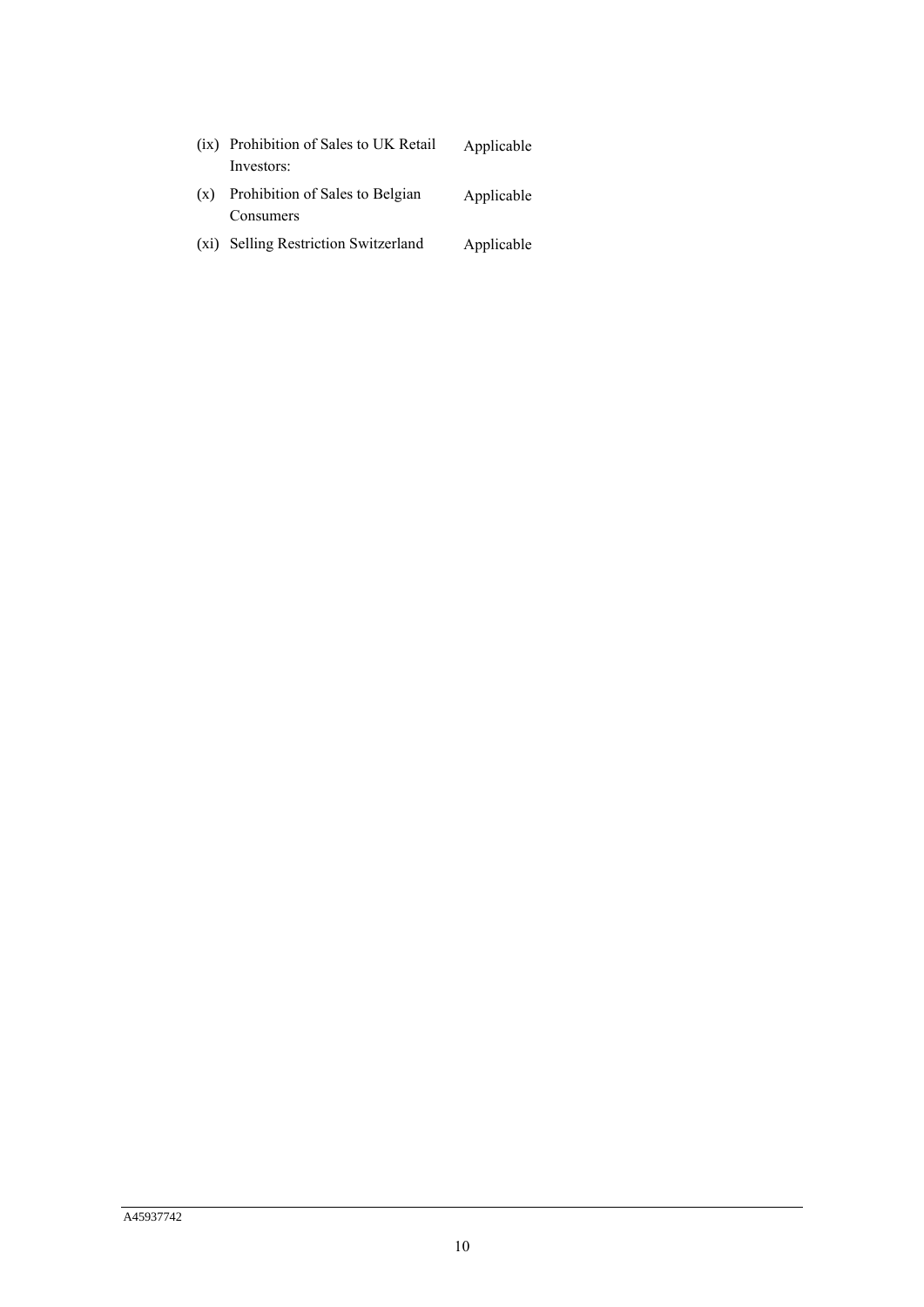| | | |
|---|---|---|
| (ix) | Prohibition of Sales to UK Retail Investors: | Applicable |
| (x) | Prohibition of Sales to Belgian Consumers | Applicable |
| (xi) | Selling Restriction Switzerland | Applicable |